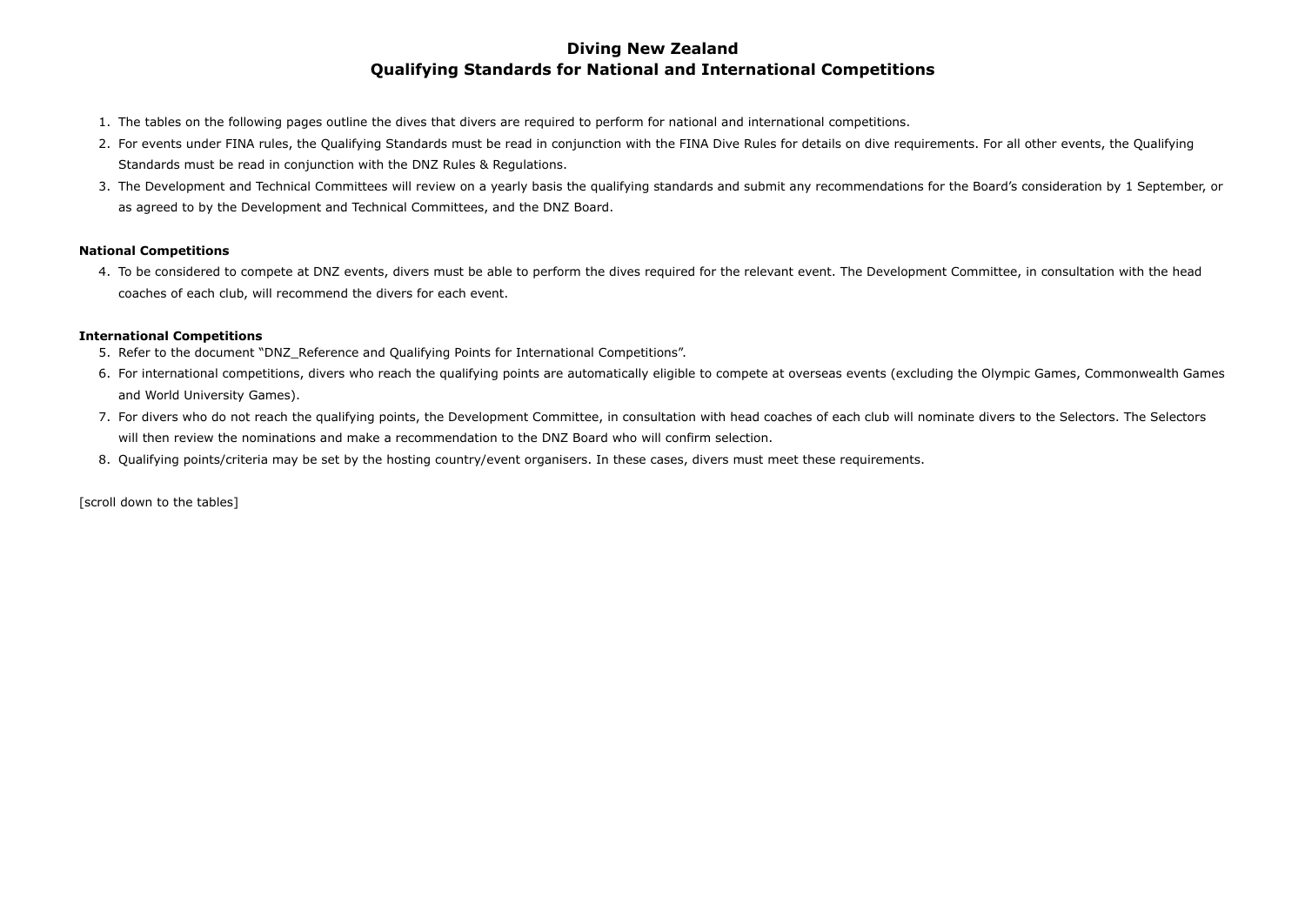# Diving New Zealand
## Qualifying Standards for National and International Competitions

1. The tables on the following pages outline the dives that divers are required to perform for national and international competitions.
2. For events under FINA rules, the Qualifying Standards must be read in conjunction with the FINA Dive Rules for details on dive requirements. For all other events, the Qualifying Standards must be read in conjunction with the DNZ Rules & Regulations.
3. The Development and Technical Committees will review on a yearly basis the qualifying standards and submit any recommendations for the Board's consideration by 1 September, or as agreed to by the Development and Technical Committees, and the DNZ Board.

**National Competitions**

4. To be considered to compete at DNZ events, divers must be able to perform the dives required for the relevant event. The Development Committee, in consultation with the head coaches of each club, will recommend the divers for each event.

**International Competitions**

5. Refer to the document "DNZ_Reference and Qualifying Points for International Competitions".
6. For international competitions, divers who reach the qualifying points are automatically eligible to compete at overseas events (excluding the Olympic Games, Commonwealth Games and World University Games).
7. For divers who do not reach the qualifying points, the Development Committee, in consultation with head coaches of each club will nominate divers to the Selectors. The Selectors will then review the nominations and make a recommendation to the DNZ Board who will confirm selection.
8. Qualifying points/criteria may be set by the hosting country/event organisers. In these cases, divers must meet these requirements.

[scroll down to the tables]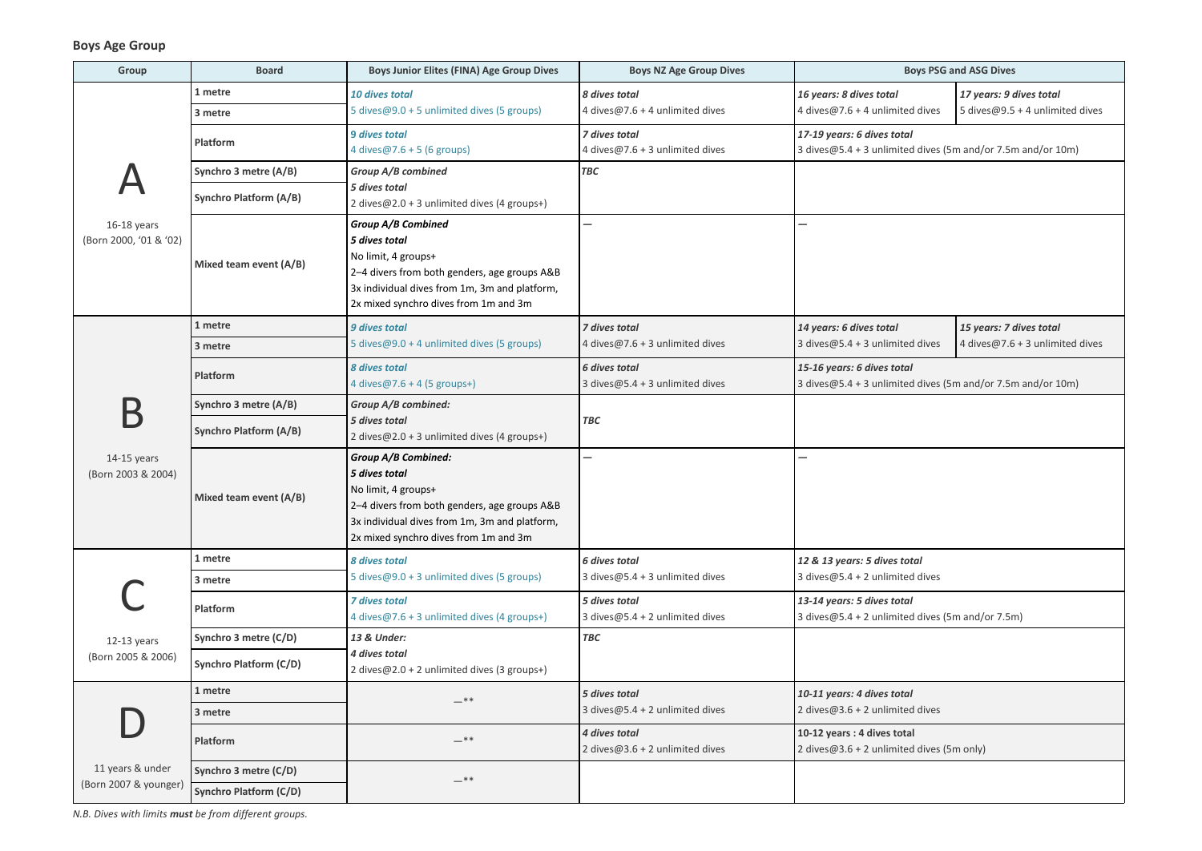**Boys Age Group**

| Group | Board | Boys Junior Elites (FINA) Age Group Dives | Boys NZ Age Group Dives | Boys PSG and ASG Dives | |
|---|---|---|---|---|---|
| **A**<br>16-18 years<br>(Born 2000, '01 & '02) | 1 metre<br>3 metre | *10 dives total*<br>5 dives@9.0 + 5 unlimited dives (5 groups) | *8 dives total*<br>4 dives@7.6 + 4 unlimited dives | *16 years: 8 dives total*<br>4 dives@7.6 + 4 unlimited dives | *17 years: 9 dives total*<br>5 dives@9.5 + 4 unlimited dives |
| | Platform | *9 dives total*<br>4 dives@7.6 + 5 (6 groups) | *7 dives total*<br>4 dives@7.6 + 3 unlimited dives | *17-19 years: 6 dives total*<br>3 dives@5.4 + 3 unlimited dives (5m and/or 7.5m and/or 10m) | |
| | Synchro 3 metre (A/B)<br>Synchro Platform (A/B) | *Group A/B combined*<br>*5 dives total*<br>2 dives@2.0 + 3 unlimited dives (4 groups+) | *TBC* | | |
| | Mixed team event (A/B) | *Group A/B Combined*<br>*5 dives total*<br>No limit, 4 groups+<br>2–4 divers from both genders, age groups A&B<br>3x individual dives from 1m, 3m and platform,<br>2x mixed synchro dives from 1m and 3m | — | — | |
| **B**<br>14-15 years<br>(Born 2003 & 2004) | 1 metre<br>3 metre | *9 dives total*<br>5 dives@9.0 + 4 unlimited dives (5 groups) | *7 dives total*<br>4 dives@7.6 + 3 unlimited dives | *14 years: 6 dives total*<br>3 dives@5.4 + 3 unlimited dives | *15 years: 7 dives total*<br>4 dives@7.6 + 3 unlimited dives |
| | Platform | *8 dives total*<br>4 dives@7.6 + 4 (5 groups+) | *6 dives total*<br>3 dives@5.4 + 3 unlimited dives | *15-16 years: 6 dives total*<br>3 dives@5.4 + 3 unlimited dives (5m and/or 7.5m and/or 10m) | |
| | Synchro 3 metre (A/B)<br>Synchro Platform (A/B) | *Group A/B combined:*<br>*5 dives total*<br>2 dives@2.0 + 3 unlimited dives (4 groups+) | *TBC* | | |
| | Mixed team event (A/B) | *Group A/B Combined:*<br>*5 dives total*<br>No limit, 4 groups+<br>2–4 divers from both genders, age groups A&B<br>3x individual dives from 1m, 3m and platform,<br>2x mixed synchro dives from 1m and 3m | — | — | |
| **C**<br>12-13 years<br>(Born 2005 & 2006) | 1 metre<br>3 metre | *8 dives total*<br>5 dives@9.0 + 3 unlimited dives (5 groups) | *6 dives total*<br>3 dives@5.4 + 3 unlimited dives | *12 & 13 years: 5 dives total*<br>3 dives@5.4 + 2 unlimited dives | |
| | Platform | *7 dives total*<br>4 dives@7.6 + 3 unlimited dives (4 groups+) | *5 dives total*<br>3 dives@5.4 + 2 unlimited dives | *13-14 years: 5 dives total*<br>3 dives@5.4 + 2 unlimited dives (5m and/or 7.5m) | |
| | Synchro 3 metre (C/D)<br>Synchro Platform (C/D) | *13 & Under:*<br>*4 dives total*<br>2 dives@2.0 + 2 unlimited dives (3 groups+) | *TBC* | | |
| **D**<br>11 years & under<br>(Born 2007 & younger) | 1 metre<br>3 metre | —** | *5 dives total*<br>3 dives@5.4 + 2 unlimited dives | *10-11 years: 4 dives total*<br>2 dives@3.6 + 2 unlimited dives | |
| | Platform | —** | *4 dives total*<br>2 dives@3.6 + 2 unlimited dives | *10-12 years : 4 dives total*<br>2 dives@3.6 + 2 unlimited dives (5m only) | |
| | Synchro 3 metre (C/D)<br>Synchro Platform (C/D) | —** | | | |

*N.B. Dives with limits **must** be from different groups.*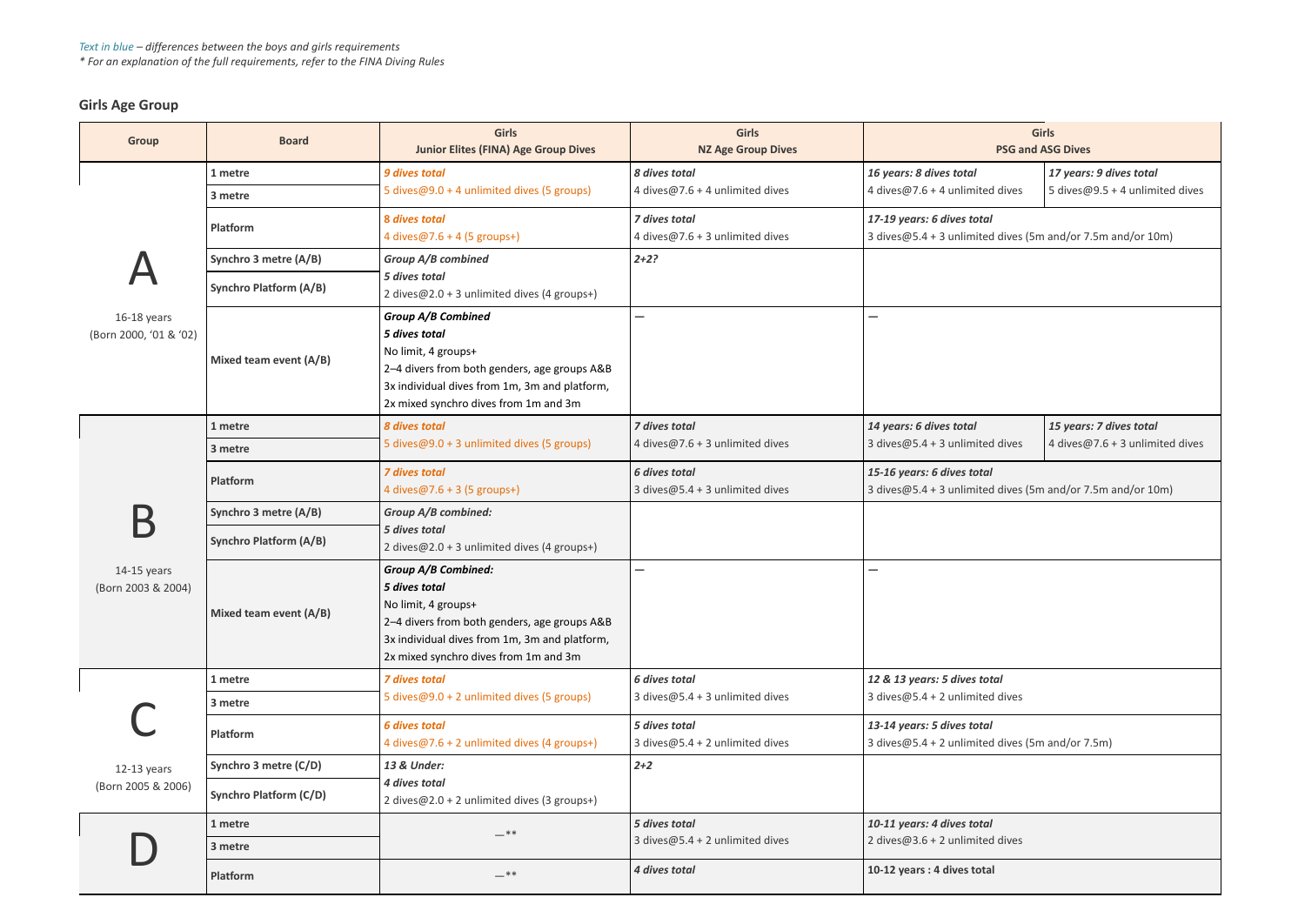*Text in blue – differences between the boys and girls requirements*
*\* For an explanation of the full requirements, refer to the FINA Diving Rules*

### Girls Age Group

| Group | Board | Girls Junior Elites (FINA) Age Group Dives | Girls NZ Age Group Dives | Girls PSG and ASG Dives | |
|---|---|---|---|---|---|
| A 16-18 years (Born 2000, '01 & '02) | 1 metre | *9 dives total* 5 dives@9.0 + 4 unlimited dives (5 groups) | *8 dives total* 4 dives@7.6 + 4 unlimited dives | *16 years: 8 dives total* 4 dives@7.6 + 4 unlimited dives | *17 years: 9 dives total* 5 dives@9.5 + 4 unlimited dives |
| | 3 metre | | | | |
| | Platform | *8 dives total* 4 dives@7.6 + 4 (5 groups+) | *7 dives total* 4 dives@7.6 + 3 unlimited dives | *17-19 years: 6 dives total* 3 dives@5.4 + 3 unlimited dives (5m and/or 7.5m and/or 10m) | |
| | Synchro 3 metre (A/B) | *Group A/B combined* *5 dives total* 2 dives@2.0 + 3 unlimited dives (4 groups+) | *2+2?* | | |
| | Synchro Platform (A/B) | | | | |
| | Mixed team event (A/B) | *Group A/B Combined* *5 dives total* No limit, 4 groups+ 2–4 divers from both genders, age groups A&B 3x individual dives from 1m, 3m and platform, 2x mixed synchro dives from 1m and 3m | — | — | |
| B 14-15 years (Born 2003 & 2004) | 1 metre | *8 dives total* 5 dives@9.0 + 3 unlimited dives (5 groups) | *7 dives total* 4 dives@7.6 + 3 unlimited dives | *14 years: 6 dives total* 3 dives@5.4 + 3 unlimited dives | *15 years: 7 dives total* 4 dives@7.6 + 3 unlimited dives |
| | 3 metre | | | | |
| | Platform | *7 dives total* 4 dives@7.6 + 3 (5 groups+) | *6 dives total* 3 dives@5.4 + 3 unlimited dives | *15-16 years: 6 dives total* 3 dives@5.4 + 3 unlimited dives (5m and/or 7.5m and/or 10m) | |
| | Synchro 3 metre (A/B) | *Group A/B combined:* *5 dives total* 2 dives@2.0 + 3 unlimited dives (4 groups+) | | | |
| | Synchro Platform (A/B) | | | | |
| | Mixed team event (A/B) | *Group A/B Combined:* *5 dives total* No limit, 4 groups+ 2–4 divers from both genders, age groups A&B 3x individual dives from 1m, 3m and platform, 2x mixed synchro dives from 1m and 3m | — | — | |
| C 12-13 years (Born 2005 & 2006) | 1 metre | *7 dives total* 5 dives@9.0 + 2 unlimited dives (5 groups) | *6 dives total* 3 dives@5.4 + 3 unlimited dives | *12 & 13 years: 5 dives total* 3 dives@5.4 + 2 unlimited dives | |
| | 3 metre | | | | |
| | Platform | *6 dives total* 4 dives@7.6 + 2 unlimited dives (4 groups+) | *5 dives total* 3 dives@5.4 + 2 unlimited dives | *13-14 years: 5 dives total* 3 dives@5.4 + 2 unlimited dives (5m and/or 7.5m) | |
| | Synchro 3 metre (C/D) | *13 & Under:* *4 dives total* 2 dives@2.0 + 2 unlimited dives (3 groups+) | *2+2* | | |
| | Synchro Platform (C/D) | | | | |
| D | 1 metre | —** | *5 dives total* 3 dives@5.4 + 2 unlimited dives | *10-11 years: 4 dives total* 2 dives@3.6 + 2 unlimited dives | |
| | 3 metre | | | | |
| | Platform | —** | *4 dives total* | **10-12 years : 4 dives total** | |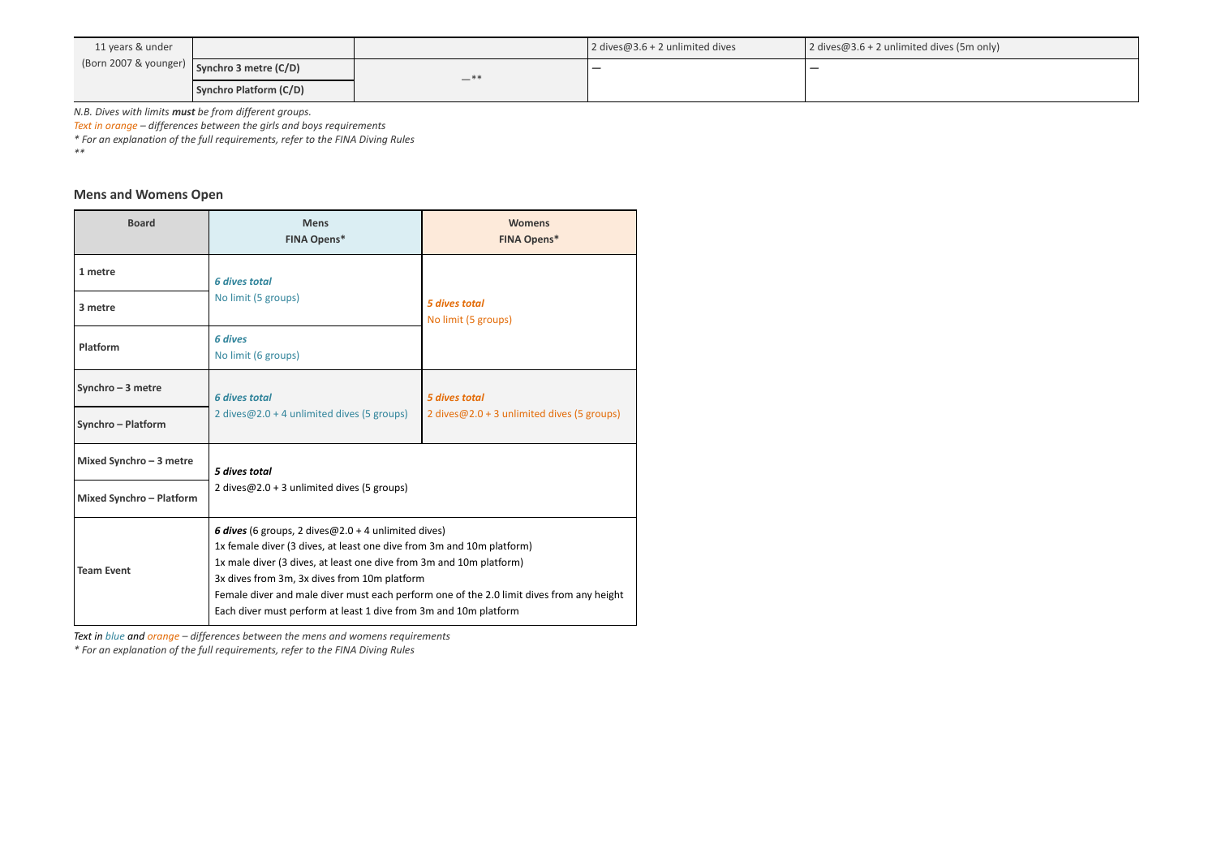| 11 years & under (Born 2007 & younger) | | | 2 dives@3.6 + 2 unlimited dives | 2 dives@3.6 + 2 unlimited dives (5m only) |
|---|---|---|---|---|
| | **Synchro 3 metre (C/D)** | —** | — | — |
| | **Synchro Platform (C/D)** | | | |

*N.B. Dives with limits **must** be from different groups.*

*Text in orange – differences between the girls and boys requirements*

*\* For an explanation of the full requirements, refer to the FINA Diving Rules*

*\*\**

### Mens and Womens Open

| Board | Mens FINA Opens* | Womens FINA Opens* |
|---|---|---|
| **1 metre** | ***6 dives total*** No limit (5 groups) | ***5 dives total*** No limit (5 groups) |
| **3 metre** | | |
| **Platform** | ***6 dives*** No limit (6 groups) | |
| **Synchro – 3 metre** | ***6 dives total*** 2 dives@2.0 + 4 unlimited dives (5 groups) | ***5 dives total*** 2 dives@2.0 + 3 unlimited dives (5 groups) |
| **Synchro – Platform** | | |
| **Mixed Synchro – 3 metre** | ***5 dives total*** 2 dives@2.0 + 3 unlimited dives (5 groups) | |
| **Mixed Synchro – Platform** | | |
| **Team Event** | ***6 dives*** (6 groups, 2 dives@2.0 + 4 unlimited dives)<br>1x female diver (3 dives, at least one dive from 3m and 10m platform)<br>1x male diver (3 dives, at least one dive from 3m and 10m platform)<br>3x dives from 3m, 3x dives from 10m platform<br>Female diver and male diver must each perform one of the 2.0 limit dives from any height<br>Each diver must perform at least 1 dive from 3m and 10m platform | |

*Text in blue and orange – differences between the mens and womens requirements*

*\* For an explanation of the full requirements, refer to the FINA Diving Rules*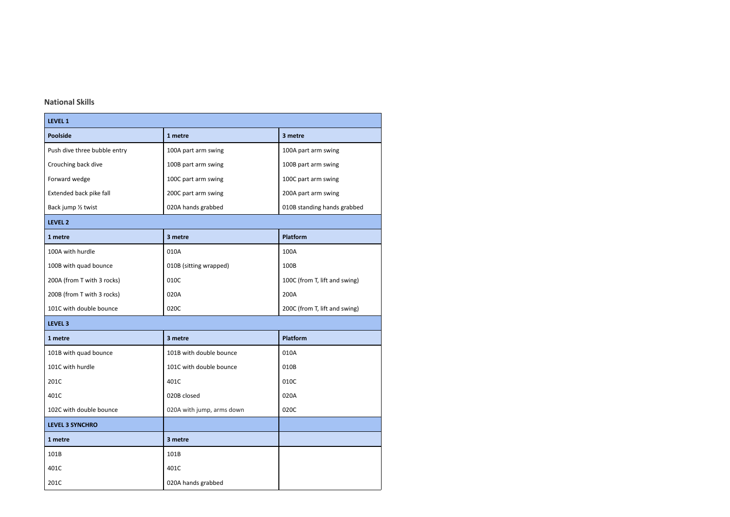**National Skills**

| LEVEL 1 | | |
|---|---|---|
| **Poolside** | **1 metre** | **3 metre** |
| Push dive three bubble entry | 100A part arm swing | 100A part arm swing |
| Crouching back dive | 100B part arm swing | 100B part arm swing |
| Forward wedge | 100C part arm swing | 100C part arm swing |
| Extended back pike fall | 200C part arm swing | 200A part arm swing |
| Back jump ½ twist | 020A hands grabbed | 010B standing hands grabbed |
| **LEVEL 2** | | |
| **1 metre** | **3 metre** | **Platform** |
| 100A with hurdle | 010A | 100A |
| 100B with quad bounce | 010B (sitting wrapped) | 100B |
| 200A (from T with 3 rocks) | 010C | 100C (from T, lift and swing) |
| 200B (from T with 3 rocks) | 020A | 200A |
| 101C with double bounce | 020C | 200C (from T, lift and swing) |
| **LEVEL 3** | | |
| **1 metre** | **3 metre** | **Platform** |
| 101B with quad bounce | 101B with double bounce | 010A |
| 101C with hurdle | 101C with double bounce | 010B |
| 201C | 401C | 010C |
| 401C | 020B closed | 020A |
| 102C with double bounce | 020A with jump, arms down | 020C |
| **LEVEL 3 SYNCHRO** | | |
| **1 metre** | **3 metre** | |
| 101B | 101B | |
| 401C | 401C | |
| 201C | 020A hands grabbed | |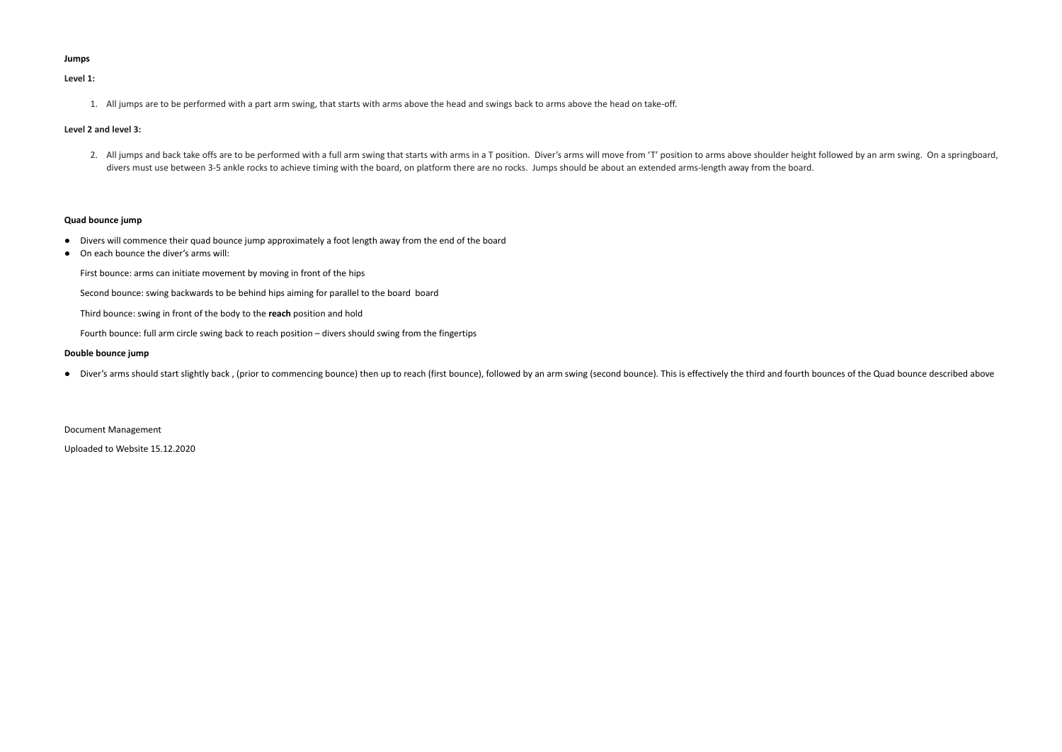**Jumps**

**Level 1:**

1. All jumps are to be performed with a part arm swing, that starts with arms above the head and swings back to arms above the head on take-off.

**Level 2 and level 3:**

2. All jumps and back take offs are to be performed with a full arm swing that starts with arms in a T position. Diver's arms will move from 'T' position to arms above shoulder height followed by an arm swing. On a springboard, divers must use between 3-5 ankle rocks to achieve timing with the board, on platform there are no rocks. Jumps should be about an extended arms-length away from the board.

**Quad bounce jump**

- Divers will commence their quad bounce jump approximately a foot length away from the end of the board
- On each bounce the diver's arms will:

  First bounce: arms can initiate movement by moving in front of the hips

  Second bounce: swing backwards to be behind hips aiming for parallel to the board board

  Third bounce: swing in front of the body to the **reach** position and hold

  Fourth bounce: full arm circle swing back to reach position – divers should swing from the fingertips

**Double bounce jump**

- Diver's arms should start slightly back , (prior to commencing bounce) then up to reach (first bounce), followed by an arm swing (second bounce). This is effectively the third and fourth bounces of the Quad bounce described above

Document Management

Uploaded to Website 15.12.2020